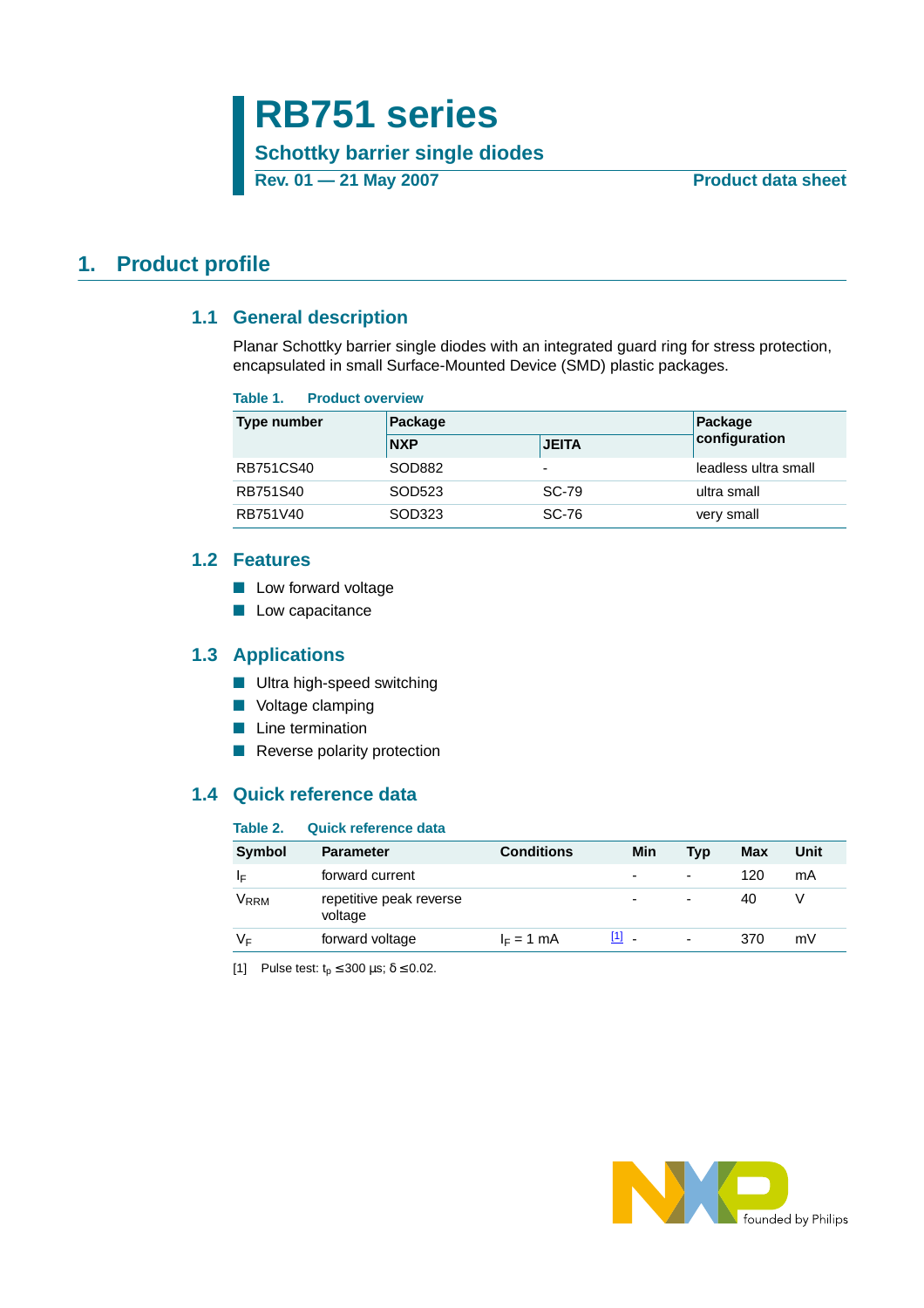# RB751 series

## Schottky barrier single diodes

**Rev. 01 — 21 May 2007** **Product data sheet**

## 1. Product profile

### 1.1 General description

Planar Schottky barrier single diodes with an integrated guard ring for stress protection, encapsulated in small Surface-Mounted Device (SMD) plastic packages.

**Table 1. Product overview**

| Type number | Package | | Package configuration |
|---|---|---|---|
| | NXP | JEITA | |
| RB751CS40 | SOD882 | - | leadless ultra small |
| RB751S40 | SOD523 | SC-79 | ultra small |
| RB751V40 | SOD323 | SC-76 | very small |

### 1.2 Features

- Low forward voltage
- Low capacitance

### 1.3 Applications

- Ultra high-speed switching
- Voltage clamping
- Line termination
- Reverse polarity protection

### 1.4 Quick reference data

**Table 2. Quick reference data**

| Symbol | Parameter | Conditions | Min | Typ | Max | Unit |
|---|---|---|---|---|---|---|
| $I_F$ | forward current | | - | - | 120 | mA |
| $V_{RRM}$ | repetitive peak reverse voltage | | - | - | 40 | V |
| $V_F$ | forward voltage | $I_F$ = 1 mA [1] | - | - | 370 | mV |

[1] Pulse test: $t_p \leq 300$ μs; $\delta \leq 0.02$.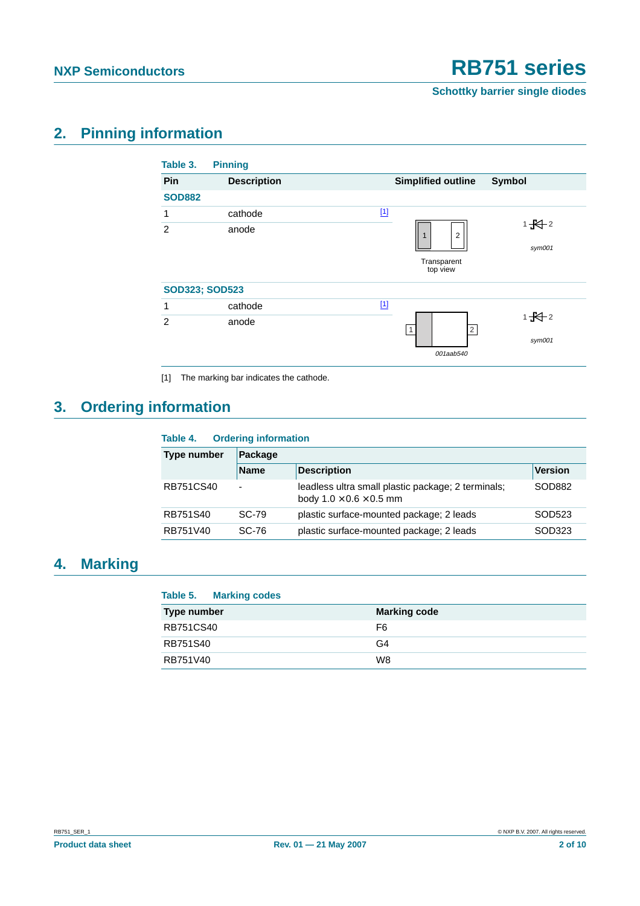## 2. Pinning information

**Table 3. Pinning**

| Pin | Description | Simplified outline | Symbol |
|---|---|---|---|
| **SOD882** | | | |
| 1 | cathode [1] | Transparent top view | sym001 |
| 2 | anode | | |
| **SOD323; SOD523** | | | |
| 1 | cathode [1] | 001aab540 | sym001 |
| 2 | anode | | |

[1] The marking bar indicates the cathode.

## 3. Ordering information

**Table 4. Ordering information**

| Type number | Package | | |
|---|---|---|---|
| | Name | Description | Version |
| RB751CS40 | - | leadless ultra small plastic package; 2 terminals; body 1.0 × 0.6 × 0.5 mm | SOD882 |
| RB751S40 | SC-79 | plastic surface-mounted package; 2 leads | SOD523 |
| RB751V40 | SC-76 | plastic surface-mounted package; 2 leads | SOD323 |

## 4. Marking

**Table 5. Marking codes**

| Type number | Marking code |
|---|---|
| RB751CS40 | F6 |
| RB751S40 | G4 |
| RB751V40 | W8 |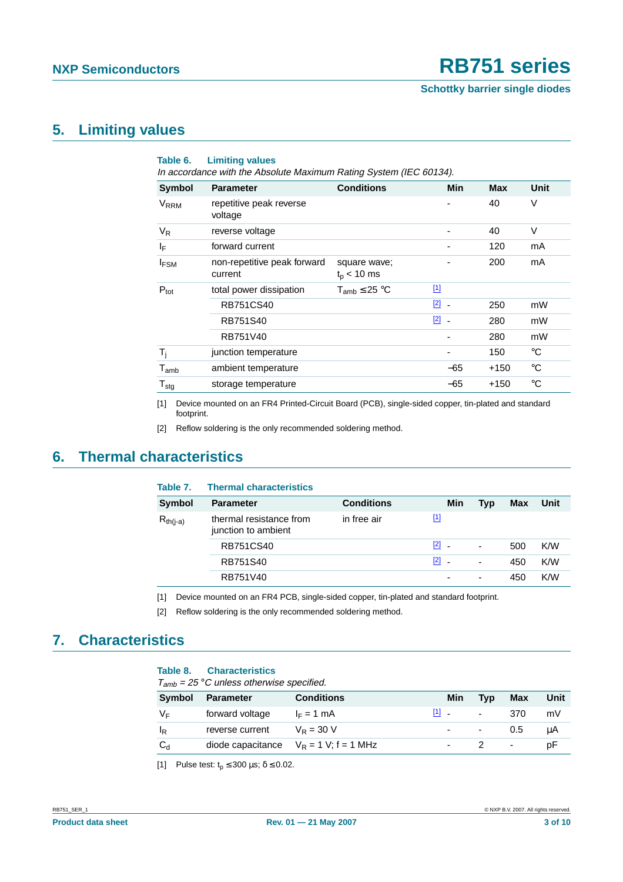## 5. Limiting values

**Table 6. Limiting values**

*In accordance with the Absolute Maximum Rating System (IEC 60134).*

| Symbol | Parameter | Conditions | | Min | Max | Unit |
|---|---|---|---|---|---|---|
| $V_{RRM}$ | repetitive peak reverse voltage | | | - | 40 | V |
| $V_R$ | reverse voltage | | | - | 40 | V |
| $I_F$ | forward current | | | - | 120 | mA |
| $I_{FSM}$ | non-repetitive peak forward current | square wave; $t_p < 10$ ms | | - | 200 | mA |
| $P_{tot}$ | total power dissipation | $T_{amb} \leq 25$ °C | [1] | | | |
| | RB751CS40 | | [2] | - | 250 | mW |
| | RB751S40 | | [2] | - | 280 | mW |
| | RB751V40 | | | - | 280 | mW |
| $T_j$ | junction temperature | | | - | 150 | °C |
| $T_{amb}$ | ambient temperature | | | −65 | +150 | °C |
| $T_{stg}$ | storage temperature | | | −65 | +150 | °C |

[1] Device mounted on an FR4 Printed-Circuit Board (PCB), single-sided copper, tin-plated and standard footprint.

[2] Reflow soldering is the only recommended soldering method.

## 6. Thermal characteristics

**Table 7. Thermal characteristics**

| Symbol | Parameter | Conditions | | Min | Typ | Max | Unit |
|---|---|---|---|---|---|---|---|
| $R_{th(j-a)}$ | thermal resistance from junction to ambient | in free air | [1] | | | | |
| | RB751CS40 | | [2] | - | - | 500 | K/W |
| | RB751S40 | | [2] | - | - | 450 | K/W |
| | RB751V40 | | | - | - | 450 | K/W |

[1] Device mounted on an FR4 PCB, single-sided copper, tin-plated and standard footprint.

[2] Reflow soldering is the only recommended soldering method.

## 7. Characteristics

**Table 8. Characteristics**

*$T_{amb}$ = 25 °C unless otherwise specified.*

| Symbol | Parameter | Conditions | | Min | Typ | Max | Unit |
|---|---|---|---|---|---|---|---|
| $V_F$ | forward voltage | $I_F = 1$ mA | [1] | - | - | 370 | mV |
| $I_R$ | reverse current | $V_R = 30$ V | | - | - | 0.5 | μA |
| $C_d$ | diode capacitance | $V_R = 1$ V; f = 1 MHz | | - | 2 | - | pF |

[1] Pulse test: $t_p \leq 300$ μs; $\delta \leq 0.02$.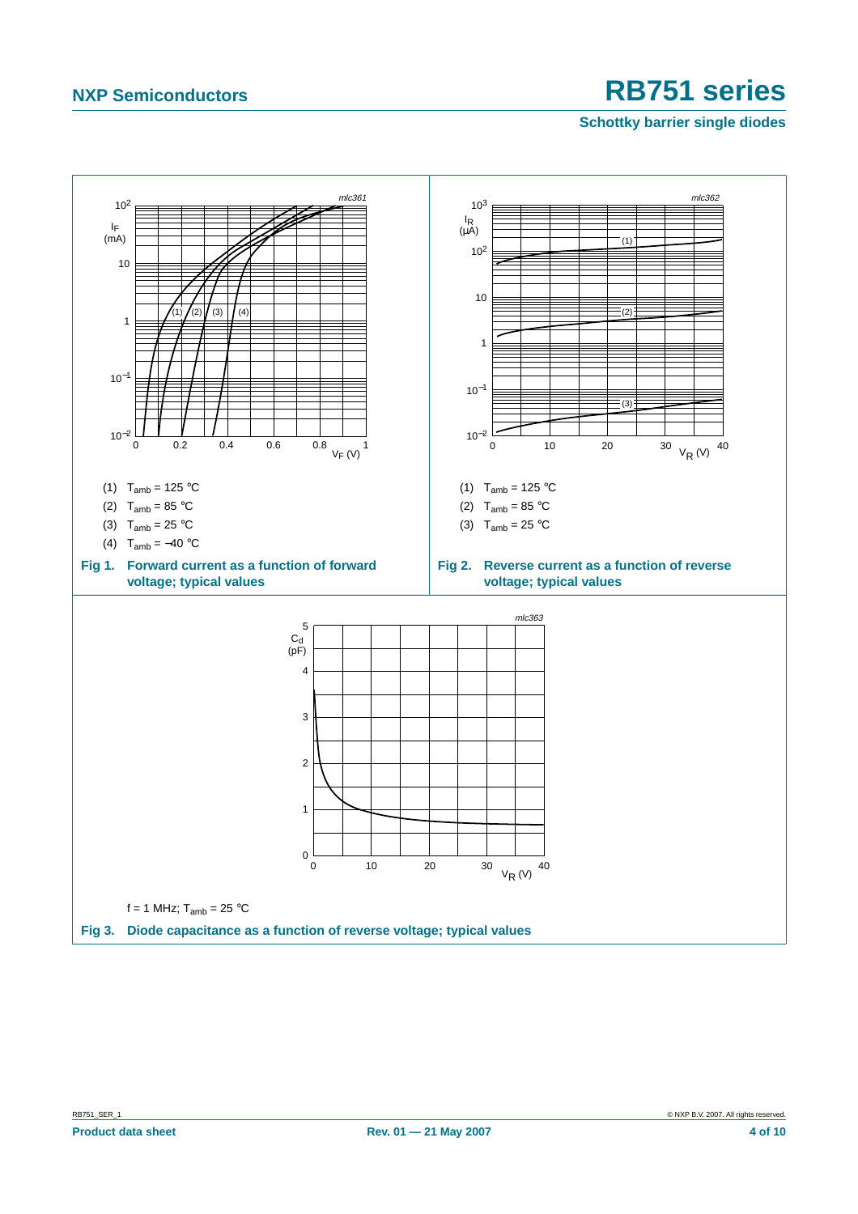(1) $T_{amb}$ = 125 °C

(2) $T_{amb}$ = 85 °C

(3) $T_{amb}$ = 25 °C

(4) $T_{amb}$ = −40 °C

**Fig 1. Forward current as a function of forward voltage; typical values**

(1) $T_{amb}$ = 125 °C

(2) $T_{amb}$ = 85 °C

(3) $T_{amb}$ = 25 °C

**Fig 2. Reverse current as a function of reverse voltage; typical values**

f = 1 MHz; $T_{amb}$ = 25 °C

**Fig 3. Diode capacitance as a function of reverse voltage; typical values**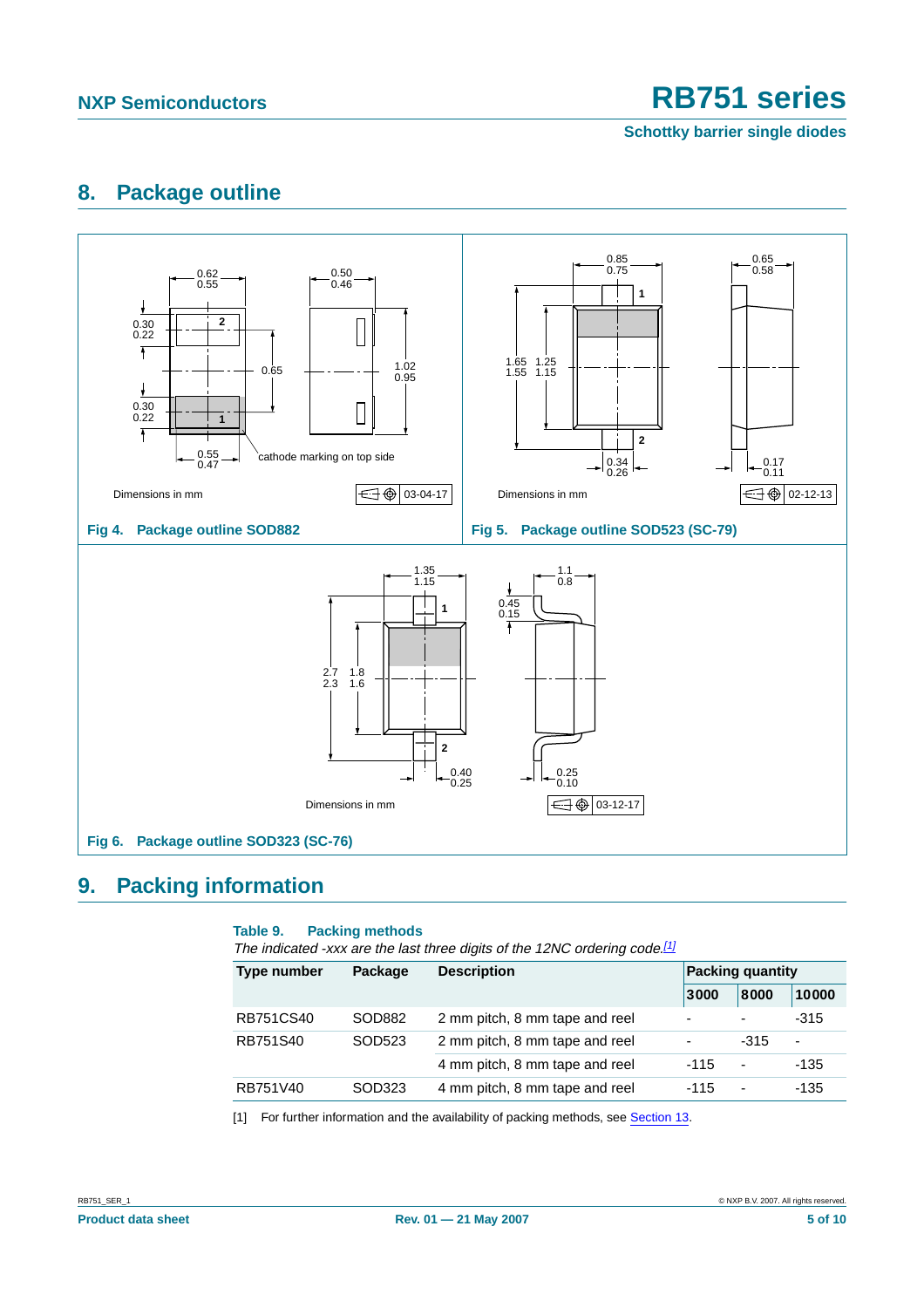## 8. Package outline

Dimensions in mm

cathode marking on top side

03-04-17

**Fig 4. Package outline SOD882**

Dimensions in mm

02-12-13

**Fig 5. Package outline SOD523 (SC-79)**

Dimensions in mm

03-12-17

**Fig 6. Package outline SOD323 (SC-76)**

## 9. Packing information

**Table 9. Packing methods**

*The indicated -xxx are the last three digits of the 12NC ordering code.*[1]

| Type number | Package | Description | Packing quantity | | |
|---|---|---|---|---|---|
| | | | 3000 | 8000 | 10000 |
| RB751CS40 | SOD882 | 2 mm pitch, 8 mm tape and reel | - | - | -315 |
| RB751S40 | SOD523 | 2 mm pitch, 8 mm tape and reel | - | -315 | - |
| | | 4 mm pitch, 8 mm tape and reel | -115 | - | -135 |
| RB751V40 | SOD323 | 4 mm pitch, 8 mm tape and reel | -115 | - | -135 |

[1] For further information and the availability of packing methods, see Section 13.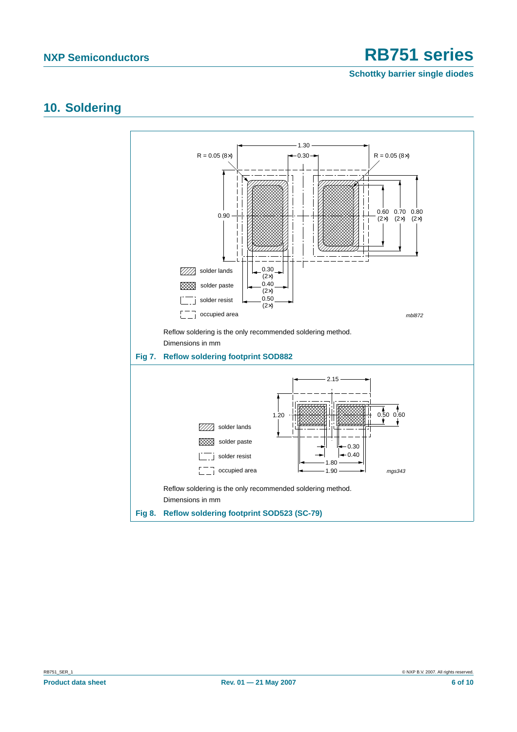## 10. Soldering

Reflow soldering is the only recommended soldering method.

Dimensions in mm

**Fig 7. Reflow soldering footprint SOD882**

Reflow soldering is the only recommended soldering method.

Dimensions in mm

**Fig 8. Reflow soldering footprint SOD523 (SC-79)**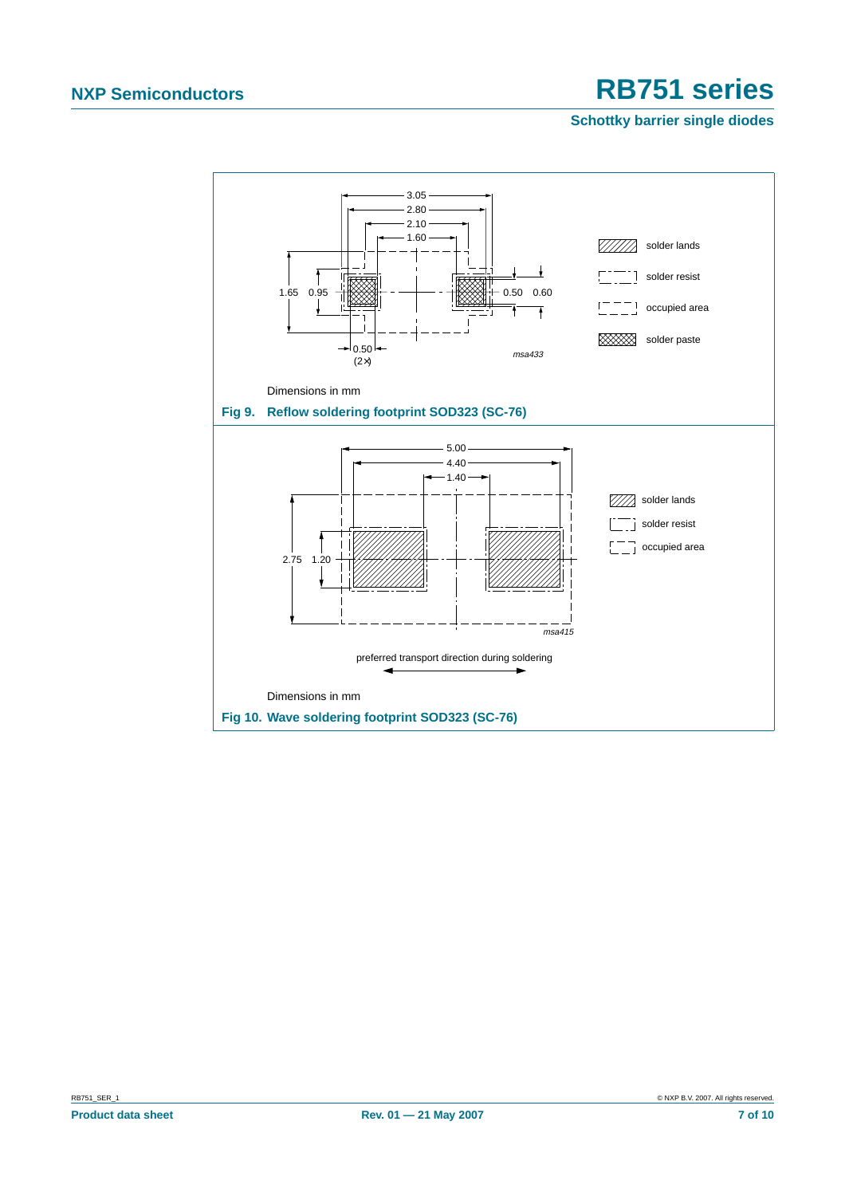Dimensions in mm

**Fig 9. Reflow soldering footprint SOD323 (SC-76)**

Dimensions in mm

**Fig 10. Wave soldering footprint SOD323 (SC-76)**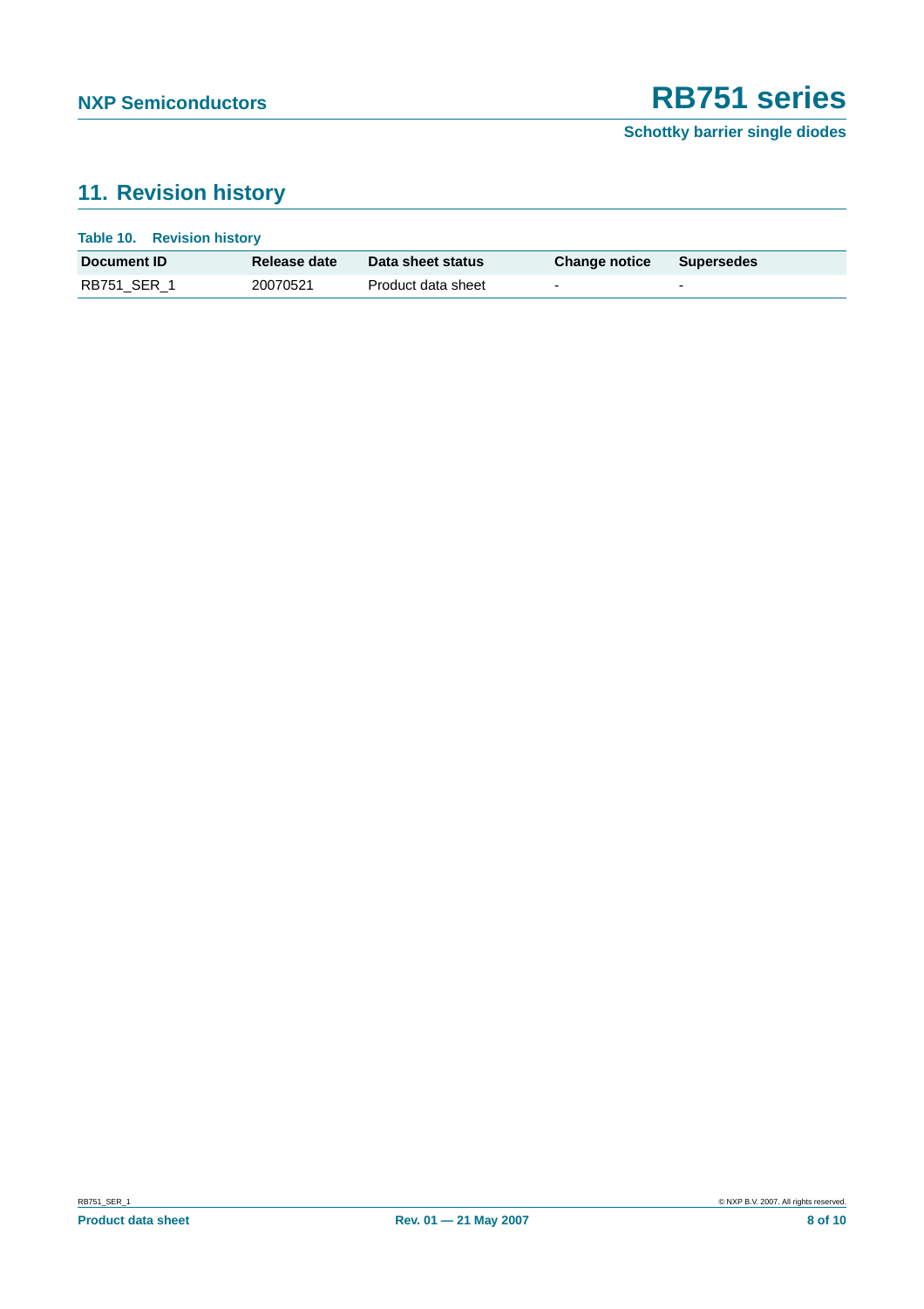## 11. Revision history

**Table 10. Revision history**

| Document ID | Release date | Data sheet status | Change notice | Supersedes |
|---|---|---|---|---|
| RB751_SER_1 | 20070521 | Product data sheet | - | - |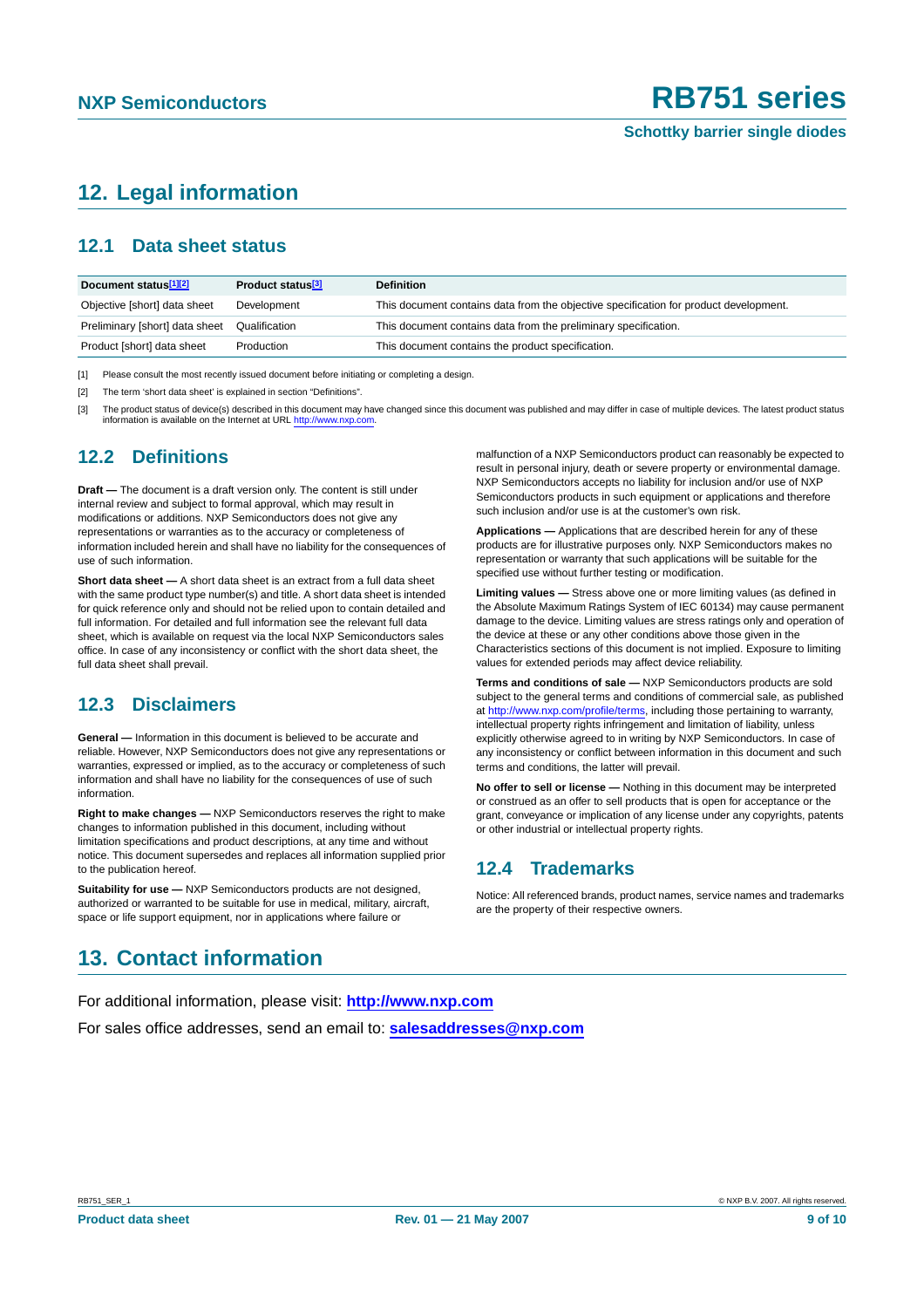## 12. Legal information

### 12.1 Data sheet status

| Document status[1][2] | Product status[3] | Definition |
|---|---|---|
| Objective [short] data sheet | Development | This document contains data from the objective specification for product development. |
| Preliminary [short] data sheet | Qualification | This document contains data from the preliminary specification. |
| Product [short] data sheet | Production | This document contains the product specification. |

[1] Please consult the most recently issued document before initiating or completing a design.

[2] The term 'short data sheet' is explained in section "Definitions".

[3] The product status of device(s) described in this document may have changed since this document was published and may differ in case of multiple devices. The latest product status information is available on the Internet at URL http://www.nxp.com.

### 12.2 Definitions

**Draft —** The document is a draft version only. The content is still under internal review and subject to formal approval, which may result in modifications or additions. NXP Semiconductors does not give any representations or warranties as to the accuracy or completeness of information included herein and shall have no liability for the consequences of use of such information.

**Short data sheet —** A short data sheet is an extract from a full data sheet with the same product type number(s) and title. A short data sheet is intended for quick reference only and should not be relied upon to contain detailed and full information. For detailed and full information see the relevant full data sheet, which is available on request via the local NXP Semiconductors sales office. In case of any inconsistency or conflict with the short data sheet, the full data sheet shall prevail.

### 12.3 Disclaimers

**General —** Information in this document is believed to be accurate and reliable. However, NXP Semiconductors does not give any representations or warranties, expressed or implied, as to the accuracy or completeness of such information and shall have no liability for the consequences of use of such information.

**Right to make changes —** NXP Semiconductors reserves the right to make changes to information published in this document, including without limitation specifications and product descriptions, at any time and without notice. This document supersedes and replaces all information supplied prior to the publication hereof.

**Suitability for use —** NXP Semiconductors products are not designed, authorized or warranted to be suitable for use in medical, military, aircraft, space or life support equipment, nor in applications where failure or malfunction of a NXP Semiconductors product can reasonably be expected to result in personal injury, death or severe property or environmental damage. NXP Semiconductors accepts no liability for inclusion and/or use of NXP Semiconductors products in such equipment or applications and therefore such inclusion and/or use is at the customer's own risk.

**Applications —** Applications that are described herein for any of these products are for illustrative purposes only. NXP Semiconductors makes no representation or warranty that such applications will be suitable for the specified use without further testing or modification.

**Limiting values —** Stress above one or more limiting values (as defined in the Absolute Maximum Ratings System of IEC 60134) may cause permanent damage to the device. Limiting values are stress ratings only and operation of the device at these or any other conditions above those given in the Characteristics sections of this document is not implied. Exposure to limiting values for extended periods may affect device reliability.

**Terms and conditions of sale —** NXP Semiconductors products are sold subject to the general terms and conditions of commercial sale, as published at http://www.nxp.com/profile/terms, including those pertaining to warranty, intellectual property rights infringement and limitation of liability, unless explicitly otherwise agreed to in writing by NXP Semiconductors. In case of any inconsistency or conflict between information in this document and such terms and conditions, the latter will prevail.

**No offer to sell or license —** Nothing in this document may be interpreted or construed as an offer to sell products that is open for acceptance or the grant, conveyance or implication of any license under any copyrights, patents or other industrial or intellectual property rights.

### 12.4 Trademarks

Notice: All referenced brands, product names, service names and trademarks are the property of their respective owners.

## 13. Contact information

For additional information, please visit: **http://www.nxp.com**

For sales office addresses, send an email to: **salesaddresses@nxp.com**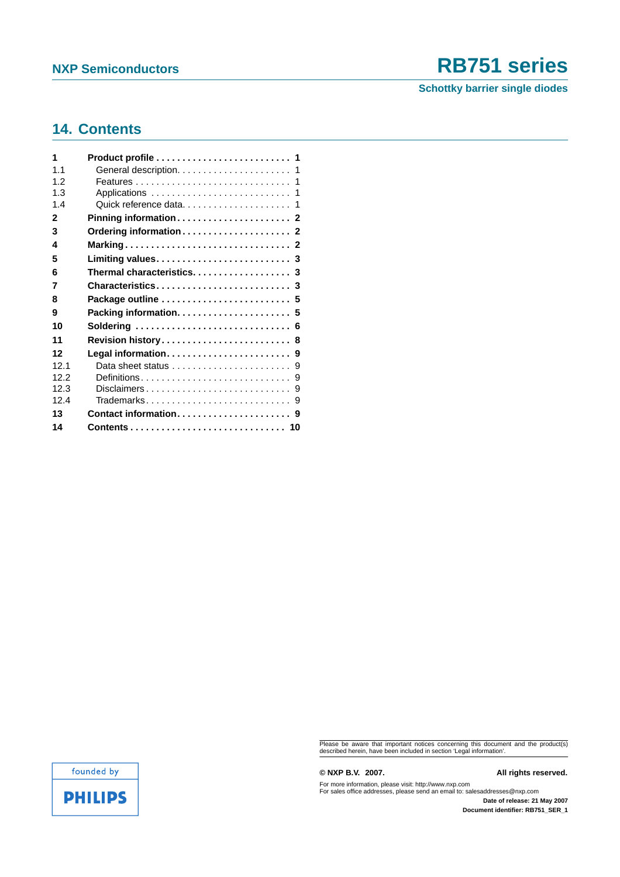## 14. Contents

| | | |
|---|---|---|
| **1** | **Product profile** | **1** |
| 1.1 | General description | 1 |
| 1.2 | Features | 1 |
| 1.3 | Applications | 1 |
| 1.4 | Quick reference data | 1 |
| **2** | **Pinning information** | **2** |
| **3** | **Ordering information** | **2** |
| **4** | **Marking** | **2** |
| **5** | **Limiting values** | **3** |
| **6** | **Thermal characteristics** | **3** |
| **7** | **Characteristics** | **3** |
| **8** | **Package outline** | **5** |
| **9** | **Packing information** | **5** |
| **10** | **Soldering** | **6** |
| **11** | **Revision history** | **8** |
| **12** | **Legal information** | **9** |
| 12.1 | Data sheet status | 9 |
| 12.2 | Definitions | 9 |
| 12.3 | Disclaimers | 9 |
| 12.4 | Trademarks | 9 |
| **13** | **Contact information** | **9** |
| **14** | **Contents** | **10** |

Please be aware that important notices concerning this document and the product(s) described herein, have been included in section 'Legal information'.

**© NXP B.V. 2007.** **All rights reserved.**

For more information, please visit: http://www.nxp.com
For sales office addresses, please send an email to: salesaddresses@nxp.com

**Date of release: 21 May 2007**

**Document identifier: RB751_SER_1**

founded by PHILIPS